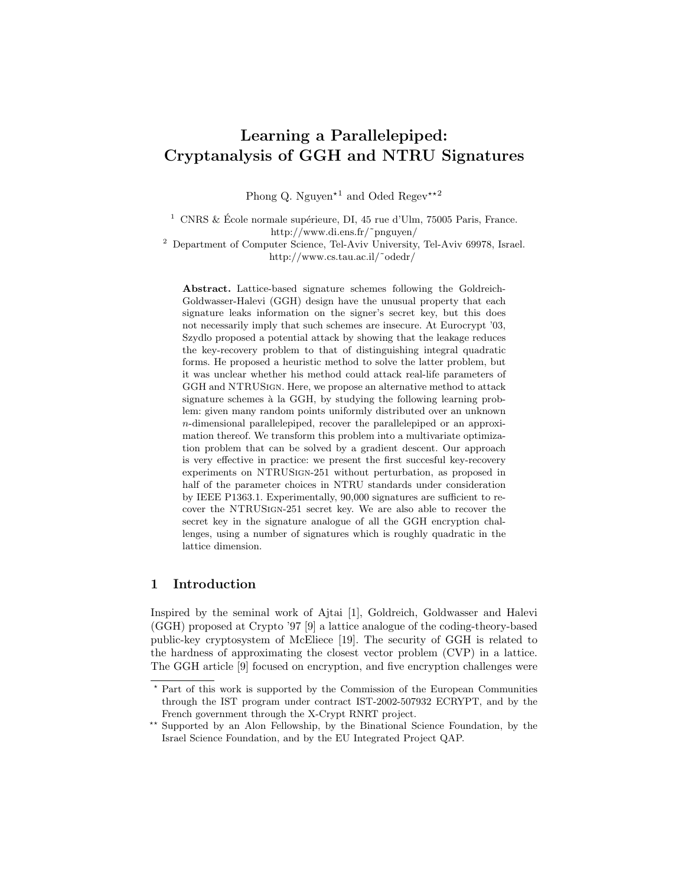# Learning a Parallelepiped: Cryptanalysis of GGH and NTRU Signatures

Phong Q. Nguyen*[1] and Oded Regev**[2]

[1] CNRS & École normale supérieure, DI, 45 rue d'Ulm, 75005 Paris, France. http://www.di.ens.fr/˜pnguyen/

[2] Department of Computer Science, Tel-Aviv University, Tel-Aviv 69978, Israel. http://www.cs.tau.ac.il/˜odedr/

**Abstract.** Lattice-based signature schemes following the Goldreich-Goldwasser-Halevi (GGH) design have the unusual property that each signature leaks information on the signer's secret key, but this does not necessarily imply that such schemes are insecure. At Eurocrypt '03, Szydlo proposed a potential attack by showing that the leakage reduces the key-recovery problem to that of distinguishing integral quadratic forms. He proposed a heuristic method to solve the latter problem, but it was unclear whether his method could attack real-life parameters of GGH and NTRUSign. Here, we propose an alternative method to attack signature schemes à la GGH, by studying the following learning problem: given many random points uniformly distributed over an unknown $n$-dimensional parallelepiped, recover the parallelepiped or an approximation thereof. We transform this problem into a multivariate optimization problem that can be solved by a gradient descent. Our approach is very effective in practice: we present the first succesful key-recovery experiments on NTRUSign-251 without perturbation, as proposed in half of the parameter choices in NTRU standards under consideration by IEEE P1363.1. Experimentally, 90,000 signatures are sufficient to recover the NTRUSign-251 secret key. We are also able to recover the secret key in the signature analogue of all the GGH encryption challenges, using a number of signatures which is roughly quadratic in the lattice dimension.

## 1 Introduction

Inspired by the seminal work of Ajtai [1], Goldreich, Goldwasser and Halevi (GGH) proposed at Crypto '97 [9] a lattice analogue of the coding-theory-based public-key cryptosystem of McEliece [19]. The security of GGH is related to the hardness of approximating the closest vector problem (CVP) in a lattice. The GGH article [9] focused on encryption, and five encryption challenges were

* Part of this work is supported by the Commission of the European Communities through the IST program under contract IST-2002-507932 ECRYPT, and by the French government through the X-Crypt RNRT project.

** Supported by an Alon Fellowship, by the Binational Science Foundation, by the Israel Science Foundation, and by the EU Integrated Project QAP.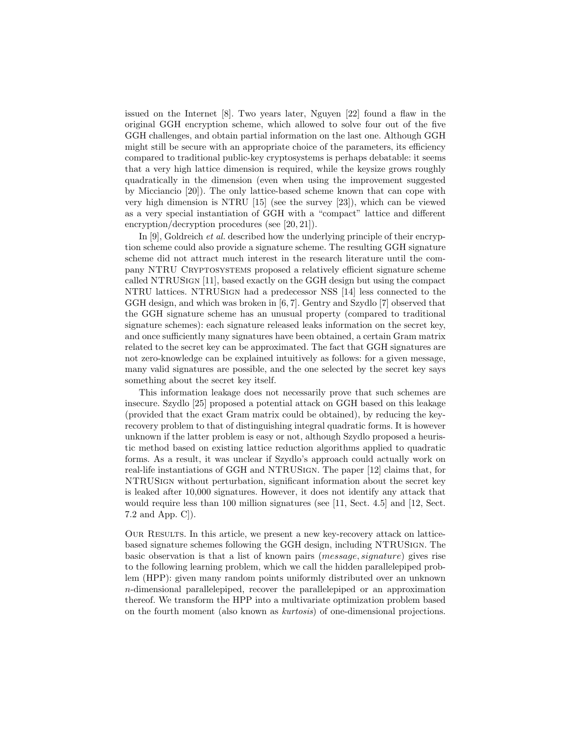issued on the Internet [8]. Two years later, Nguyen [22] found a flaw in the original GGH encryption scheme, which allowed to solve four out of the five GGH challenges, and obtain partial information on the last one. Although GGH might still be secure with an appropriate choice of the parameters, its efficiency compared to traditional public-key cryptosystems is perhaps debatable: it seems that a very high lattice dimension is required, while the keysize grows roughly quadratically in the dimension (even when using the improvement suggested by Micciancio [20]). The only lattice-based scheme known that can cope with very high dimension is NTRU [15] (see the survey [23]), which can be viewed as a very special instantiation of GGH with a "compact" lattice and different encryption/decryption procedures (see [20, 21]).

In [9], Goldreich *et al.* described how the underlying principle of their encryption scheme could also provide a signature scheme. The resulting GGH signature scheme did not attract much interest in the research literature until the company NTRU Cryptosystems proposed a relatively efficient signature scheme called NTRUSign [11], based exactly on the GGH design but using the compact NTRU lattices. NTRUSign had a predecessor NSS [14] less connected to the GGH design, and which was broken in [6, 7]. Gentry and Szydlo [7] observed that the GGH signature scheme has an unusual property (compared to traditional signature schemes): each signature released leaks information on the secret key, and once sufficiently many signatures have been obtained, a certain Gram matrix related to the secret key can be approximated. The fact that GGH signatures are not zero-knowledge can be explained intuitively as follows: for a given message, many valid signatures are possible, and the one selected by the secret key says something about the secret key itself.

This information leakage does not necessarily prove that such schemes are insecure. Szydlo [25] proposed a potential attack on GGH based on this leakage (provided that the exact Gram matrix could be obtained), by reducing the key-recovery problem to that of distinguishing integral quadratic forms. It is however unknown if the latter problem is easy or not, although Szydlo proposed a heuristic method based on existing lattice reduction algorithms applied to quadratic forms. As a result, it was unclear if Szydlo's approach could actually work on real-life instantiations of GGH and NTRUSign. The paper [12] claims that, for NTRUSign without perturbation, significant information about the secret key is leaked after 10,000 signatures. However, it does not identify any attack that would require less than 100 million signatures (see [11, Sect. 4.5] and [12, Sect. 7.2 and App. C]).

Our Results. In this article, we present a new key-recovery attack on lattice-based signature schemes following the GGH design, including NTRUSign. The basic observation is that a list of known pairs (*message*, *signature*) gives rise to the following learning problem, which we call the hidden parallelepiped problem (HPP): given many random points uniformly distributed over an unknown $n$-dimensional parallelepiped, recover the parallelepiped or an approximation thereof. We transform the HPP into a multivariate optimization problem based on the fourth moment (also known as *kurtosis*) of one-dimensional projections.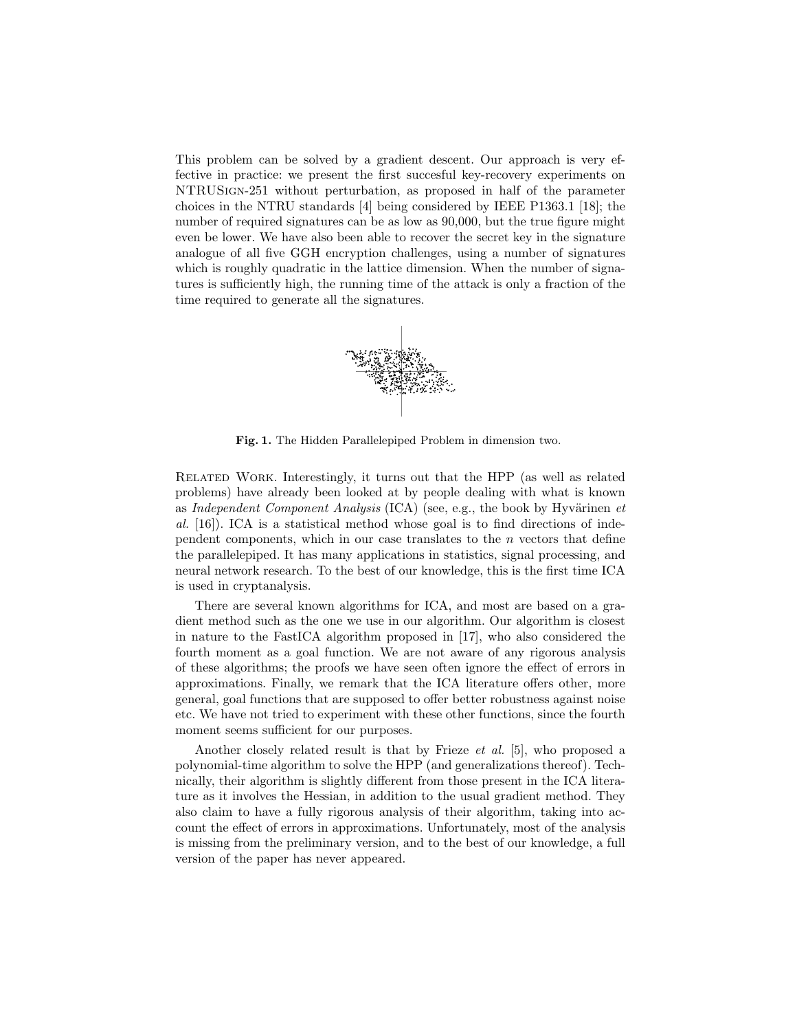This problem can be solved by a gradient descent. Our approach is very effective in practice: we present the first succesful key-recovery experiments on NTRUSign-251 without perturbation, as proposed in half of the parameter choices in the NTRU standards [4] being considered by IEEE P1363.1 [18]; the number of required signatures can be as low as 90,000, but the true figure might even be lower. We have also been able to recover the secret key in the signature analogue of all five GGH encryption challenges, using a number of signatures which is roughly quadratic in the lattice dimension. When the number of signatures is sufficiently high, the running time of the attack is only a fraction of the time required to generate all the signatures.

**Fig. 1.** The Hidden Parallelepiped Problem in dimension two.

Related Work. Interestingly, it turns out that the HPP (as well as related problems) have already been looked at by people dealing with what is known as *Independent Component Analysis* (ICA) (see, e.g., the book by Hyvärinen *et al.* [16]). ICA is a statistical method whose goal is to find directions of independent components, which in our case translates to the $n$ vectors that define the parallelepiped. It has many applications in statistics, signal processing, and neural network research. To the best of our knowledge, this is the first time ICA is used in cryptanalysis.

There are several known algorithms for ICA, and most are based on a gradient method such as the one we use in our algorithm. Our algorithm is closest in nature to the FastICA algorithm proposed in [17], who also considered the fourth moment as a goal function. We are not aware of any rigorous analysis of these algorithms; the proofs we have seen often ignore the effect of errors in approximations. Finally, we remark that the ICA literature offers other, more general, goal functions that are supposed to offer better robustness against noise etc. We have not tried to experiment with these other functions, since the fourth moment seems sufficient for our purposes.

Another closely related result is that by Frieze *et al.* [5], who proposed a polynomial-time algorithm to solve the HPP (and generalizations thereof). Technically, their algorithm is slightly different from those present in the ICA literature as it involves the Hessian, in addition to the usual gradient method. They also claim to have a fully rigorous analysis of their algorithm, taking into account the effect of errors in approximations. Unfortunately, most of the analysis is missing from the preliminary version, and to the best of our knowledge, a full version of the paper has never appeared.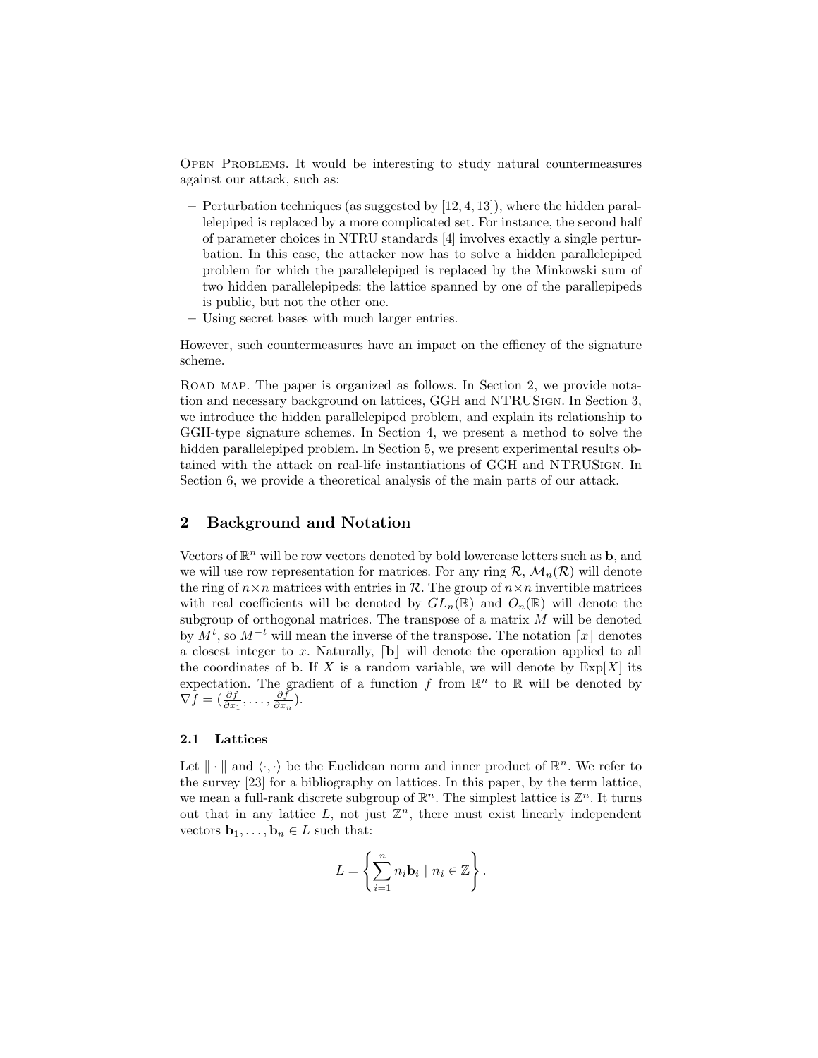Open Problems. It would be interesting to study natural countermeasures against our attack, such as:

- Perturbation techniques (as suggested by [12, 4, 13]), where the hidden parallelepiped is replaced by a more complicated set. For instance, the second half of parameter choices in NTRU standards [4] involves exactly a single perturbation. In this case, the attacker now has to solve a hidden parallelepiped problem for which the parallelepiped is replaced by the Minkowski sum of two hidden parallelepipeds: the lattice spanned by one of the parallepipeds is public, but not the other one.
- Using secret bases with much larger entries.

However, such countermeasures have an impact on the effiency of the signature scheme.

Road map. The paper is organized as follows. In Section 2, we provide notation and necessary background on lattices, GGH and NTRUSign. In Section 3, we introduce the hidden parallelepiped problem, and explain its relationship to GGH-type signature schemes. In Section 4, we present a method to solve the hidden parallelepiped problem. In Section 5, we present experimental results obtained with the attack on real-life instantiations of GGH and NTRUSign. In Section 6, we provide a theoretical analysis of the main parts of our attack.

## 2 Background and Notation

Vectors of $\mathbb{R}^n$ will be row vectors denoted by bold lowercase letters such as $\mathbf{b}$, and we will use row representation for matrices. For any ring $\mathcal{R}$, $\mathcal{M}_n(\mathcal{R})$ will denote the ring of $n \times n$ matrices with entries in $\mathcal{R}$. The group of $n \times n$ invertible matrices with real coefficients will be denoted by $GL_n(\mathbb{R})$ and $O_n(\mathbb{R})$ will denote the subgroup of orthogonal matrices. The transpose of a matrix $M$ will be denoted by $M^t$, so $M^{-t}$ will mean the inverse of the transpose. The notation $\lceil x \rfloor$ denotes a closest integer to $x$. Naturally, $\lceil \mathbf{b} \rfloor$ will denote the operation applied to all the coordinates of $\mathbf{b}$. If $X$ is a random variable, we will denote by $\mathrm{Exp}[X]$ its expectation. The gradient of a function $f$ from $\mathbb{R}^n$ to $\mathbb{R}$ will be denoted by $\nabla f = (\frac{\partial f}{\partial x_1}, \ldots, \frac{\partial f}{\partial x_n})$.

### 2.1 Lattices

Let $\|\cdot\|$ and $\langle \cdot, \cdot \rangle$ be the Euclidean norm and inner product of $\mathbb{R}^n$. We refer to the survey [23] for a bibliography on lattices. In this paper, by the term lattice, we mean a full-rank discrete subgroup of $\mathbb{R}^n$. The simplest lattice is $\mathbb{Z}^n$. It turns out that in any lattice $L$, not just $\mathbb{Z}^n$, there must exist linearly independent vectors $\mathbf{b}_1, \ldots, \mathbf{b}_n \in L$ such that:

$$L = \left\{ \sum_{i=1}^{n} n_i \mathbf{b}_i \mid n_i \in \mathbb{Z} \right\}.$$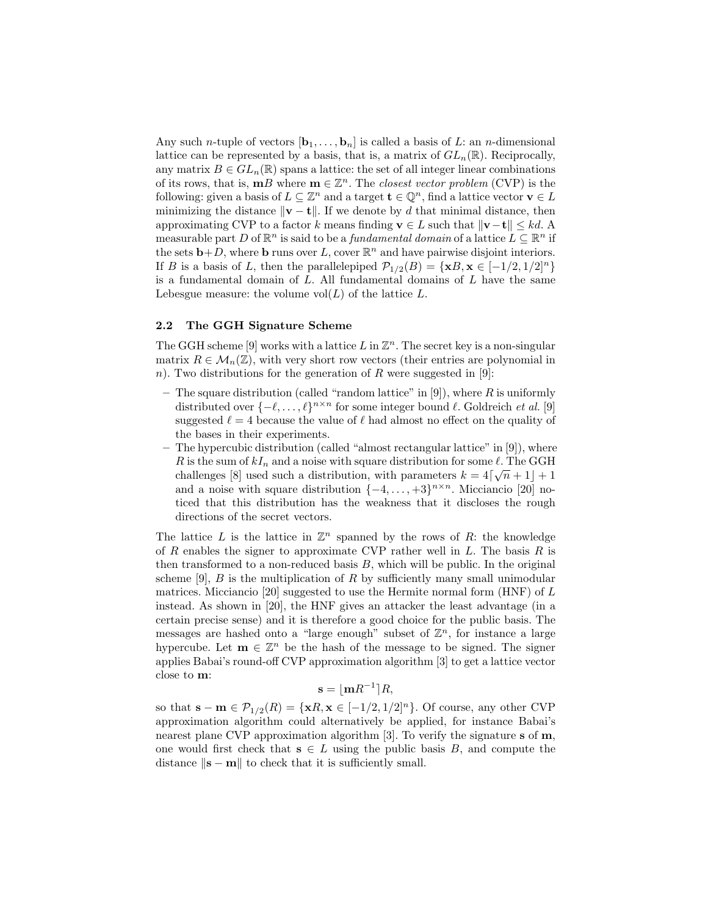Any such $n$-tuple of vectors $[\mathbf{b}_1, \ldots, \mathbf{b}_n]$ is called a basis of $L$: an $n$-dimensional lattice can be represented by a basis, that is, a matrix of $GL_n(\mathbb{R})$. Reciprocally, any matrix $B \in GL_n(\mathbb{R})$ spans a lattice: the set of all integer linear combinations of its rows, that is, $\mathbf{m}B$ where $\mathbf{m} \in \mathbb{Z}^n$. The *closest vector problem* (CVP) is the following: given a basis of $L \subseteq \mathbb{Z}^n$ and a target $\mathbf{t} \in \mathbb{Q}^n$, find a lattice vector $\mathbf{v} \in L$ minimizing the distance $\|\mathbf{v} - \mathbf{t}\|$. If we denote by $d$ that minimal distance, then approximating CVP to a factor $k$ means finding $\mathbf{v} \in L$ such that $\|\mathbf{v} - \mathbf{t}\| \leq kd$. A measurable part $D$ of $\mathbb{R}^n$ is said to be a *fundamental domain* of a lattice $L \subseteq \mathbb{R}^n$ if the sets $\mathbf{b} + D$, where $\mathbf{b}$ runs over $L$, cover $\mathbb{R}^n$ and have pairwise disjoint interiors. If $B$ is a basis of $L$, then the parallelepiped $\mathcal{P}_{1/2}(B) = \{\mathbf{x}B, \mathbf{x} \in [-1/2, 1/2]^n\}$ is a fundamental domain of $L$. All fundamental domains of $L$ have the same Lebesgue measure: the volume $\mathrm{vol}(L)$ of the lattice $L$.

### 2.2 The GGH Signature Scheme

The GGH scheme [9] works with a lattice $L$ in $\mathbb{Z}^n$. The secret key is a non-singular matrix $R \in \mathcal{M}_n(\mathbb{Z})$, with very short row vectors (their entries are polynomial in $n$). Two distributions for the generation of $R$ were suggested in [9]:

- The square distribution (called "random lattice" in [9]), where $R$ is uniformly distributed over $\{-\ell, \ldots, \ell\}^{n \times n}$ for some integer bound $\ell$. Goldreich *et al.* [9] suggested $\ell = 4$ because the value of $\ell$ had almost no effect on the quality of the bases in their experiments.
- The hypercubic distribution (called "almost rectangular lattice" in [9]), where $R$ is the sum of $kI_n$ and a noise with square distribution for some $\ell$. The GGH challenges [8] used such a distribution, with parameters $k = 4\lceil \sqrt{n} + 1 \rfloor + 1$ and a noise with square distribution $\{-4, \ldots, +3\}^{n \times n}$. Micciancio [20] noticed that this distribution has the weakness that it discloses the rough directions of the secret vectors.

The lattice $L$ is the lattice in $\mathbb{Z}^n$ spanned by the rows of $R$: the knowledge of $R$ enables the signer to approximate CVP rather well in $L$. The basis $R$ is then transformed to a non-reduced basis $B$, which will be public. In the original scheme [9], $B$ is the multiplication of $R$ by sufficiently many small unimodular matrices. Micciancio [20] suggested to use the Hermite normal form (HNF) of $L$ instead. As shown in [20], the HNF gives an attacker the least advantage (in a certain precise sense) and it is therefore a good choice for the public basis. The messages are hashed onto a "large enough" subset of $\mathbb{Z}^n$, for instance a large hypercube. Let $\mathbf{m} \in \mathbb{Z}^n$ be the hash of the message to be signed. The signer applies Babai's round-off CVP approximation algorithm [3] to get a lattice vector close to $\mathbf{m}$:

$$\mathbf{s} = \lfloor \mathbf{m}R^{-1} \rceil R,$$

so that $\mathbf{s} - \mathbf{m} \in \mathcal{P}_{1/2}(R) = \{\mathbf{x}R, \mathbf{x} \in [-1/2, 1/2]^n\}$. Of course, any other CVP approximation algorithm could alternatively be applied, for instance Babai's nearest plane CVP approximation algorithm [3]. To verify the signature $\mathbf{s}$ of $\mathbf{m}$, one would first check that $\mathbf{s} \in L$ using the public basis $B$, and compute the distance $\|\mathbf{s} - \mathbf{m}\|$ to check that it is sufficiently small.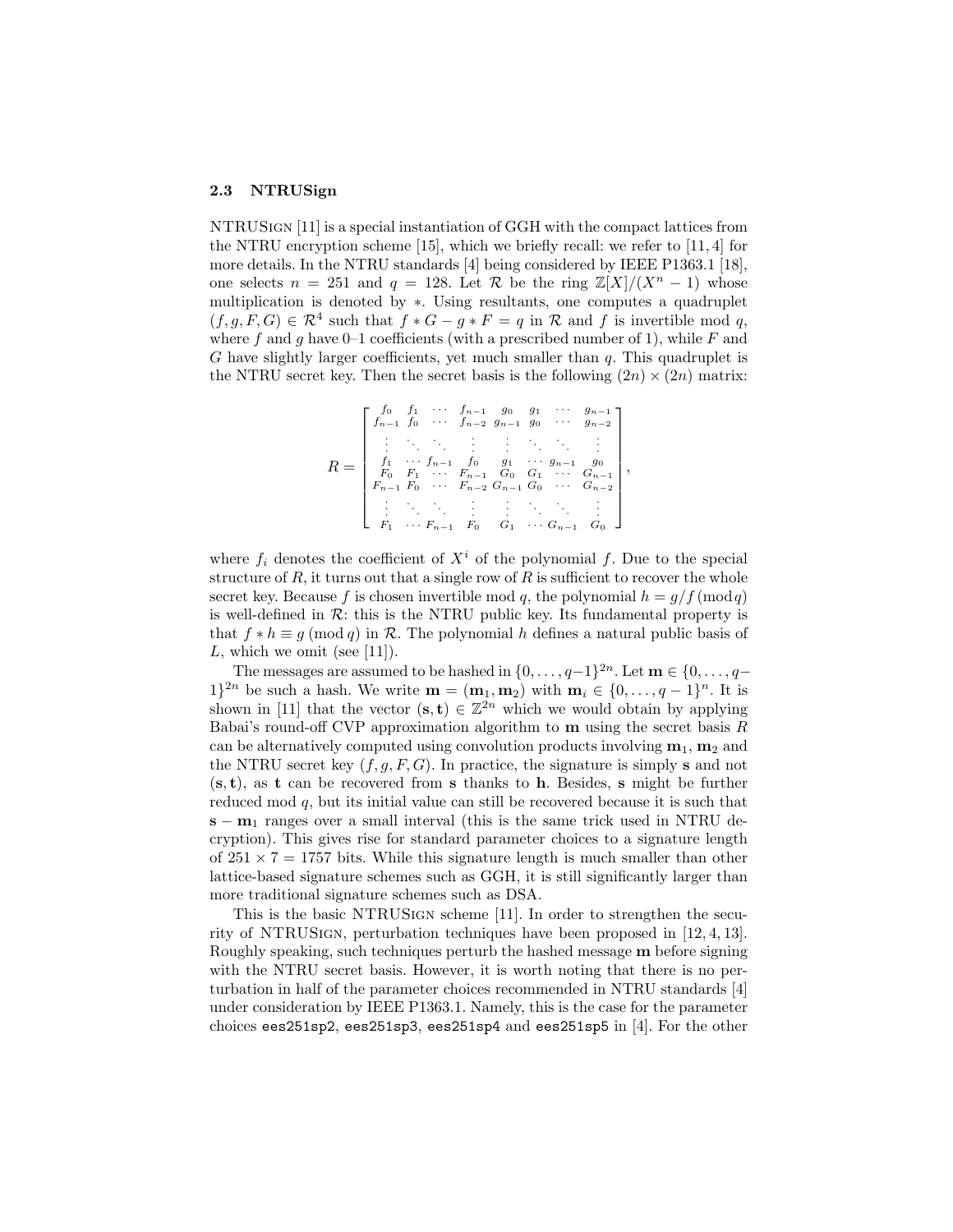### 2.3 NTRUSign

NTRUSign [11] is a special instantiation of GGH with the compact lattices from the NTRU encryption scheme [15], which we briefly recall: we refer to [11, 4] for more details. In the NTRU standards [4] being considered by IEEE P1363.1 [18], one selects $n = 251$ and $q = 128$. Let $\mathcal{R}$ be the ring $\mathbb{Z}[X]/(X^n - 1)$ whose multiplication is denoted by $*$. Using resultants, one computes a quadruplet $(f, g, F, G) \in \mathcal{R}^4$ such that $f * G - g * F = q$ in $\mathcal{R}$ and $f$ is invertible mod $q$, where $f$ and $g$ have 0–1 coefficients (with a prescribed number of 1), while $F$ and $G$ have slightly larger coefficients, yet much smaller than $q$. This quadruplet is the NTRU secret key. Then the secret basis is the following $(2n) \times (2n)$ matrix:

$$
R = \begin{bmatrix}
f_0 & f_1 & \cdots & f_{n-1} & g_0 & g_1 & \cdots & g_{n-1} \\
f_{n-1} & f_0 & \cdots & f_{n-2} & g_{n-1} & g_0 & \cdots & g_{n-2} \\
\vdots & \ddots & \ddots & \vdots & \vdots & \ddots & \ddots & \vdots \\
f_1 & \cdots & f_{n-1} & f_0 & g_1 & \cdots & g_{n-1} & g_0 \\
F_0 & F_1 & \cdots & F_{n-1} & G_0 & G_1 & \cdots & G_{n-1} \\
F_{n-1} & F_0 & \cdots & F_{n-2} & G_{n-1} & G_0 & \cdots & G_{n-2} \\
\vdots & \ddots & \ddots & \vdots & \vdots & \ddots & \ddots & \vdots \\
F_1 & \cdots & F_{n-1} & F_0 & G_1 & \cdots & G_{n-1} & G_0
\end{bmatrix},
$$

where $f_i$ denotes the coefficient of $X^i$ of the polynomial $f$. Due to the special structure of $R$, it turns out that a single row of $R$ is sufficient to recover the whole secret key. Because $f$ is chosen invertible mod $q$, the polynomial $h = g/f \,(\bmod\, q)$ is well-defined in $\mathcal{R}$: this is the NTRU public key. Its fundamental property is that $f * h \equiv g \,(\bmod\, q)$ in $\mathcal{R}$. The polynomial $h$ defines a natural public basis of $L$, which we omit (see [11]).

The messages are assumed to be hashed in $\{0, \ldots, q-1\}^{2n}$. Let $\mathbf{m} \in \{0, \ldots, q-1\}^{2n}$ be such a hash. We write $\mathbf{m} = (\mathbf{m}_1, \mathbf{m}_2)$ with $\mathbf{m}_i \in \{0, \ldots, q-1\}^n$. It is shown in [11] that the vector $(\mathbf{s}, \mathbf{t}) \in \mathbb{Z}^{2n}$ which we would obtain by applying Babai's round-off CVP approximation algorithm to $\mathbf{m}$ using the secret basis $R$ can be alternatively computed using convolution products involving $\mathbf{m}_1$, $\mathbf{m}_2$ and the NTRU secret key $(f, g, F, G)$. In practice, the signature is simply $\mathbf{s}$ and not $(\mathbf{s}, \mathbf{t})$, as $\mathbf{t}$ can be recovered from $\mathbf{s}$ thanks to $\mathbf{h}$. Besides, $\mathbf{s}$ might be further reduced mod $q$, but its initial value can still be recovered because it is such that $\mathbf{s} - \mathbf{m}_1$ ranges over a small interval (this is the same trick used in NTRU decryption). This gives rise for standard parameter choices to a signature length of $251 \times 7 = 1757$ bits. While this signature length is much smaller than other lattice-based signature schemes such as GGH, it is still significantly larger than more traditional signature schemes such as DSA.

This is the basic NTRUSign scheme [11]. In order to strengthen the security of NTRUSign, perturbation techniques have been proposed in [12, 4, 13]. Roughly speaking, such techniques perturb the hashed message $\mathbf{m}$ before signing with the NTRU secret basis. However, it is worth noting that there is no perturbation in half of the parameter choices recommended in NTRU standards [4] under consideration by IEEE P1363.1. Namely, this is the case for the parameter choices `ees251sp2`, `ees251sp3`, `ees251sp4` and `ees251sp5` in [4]. For the other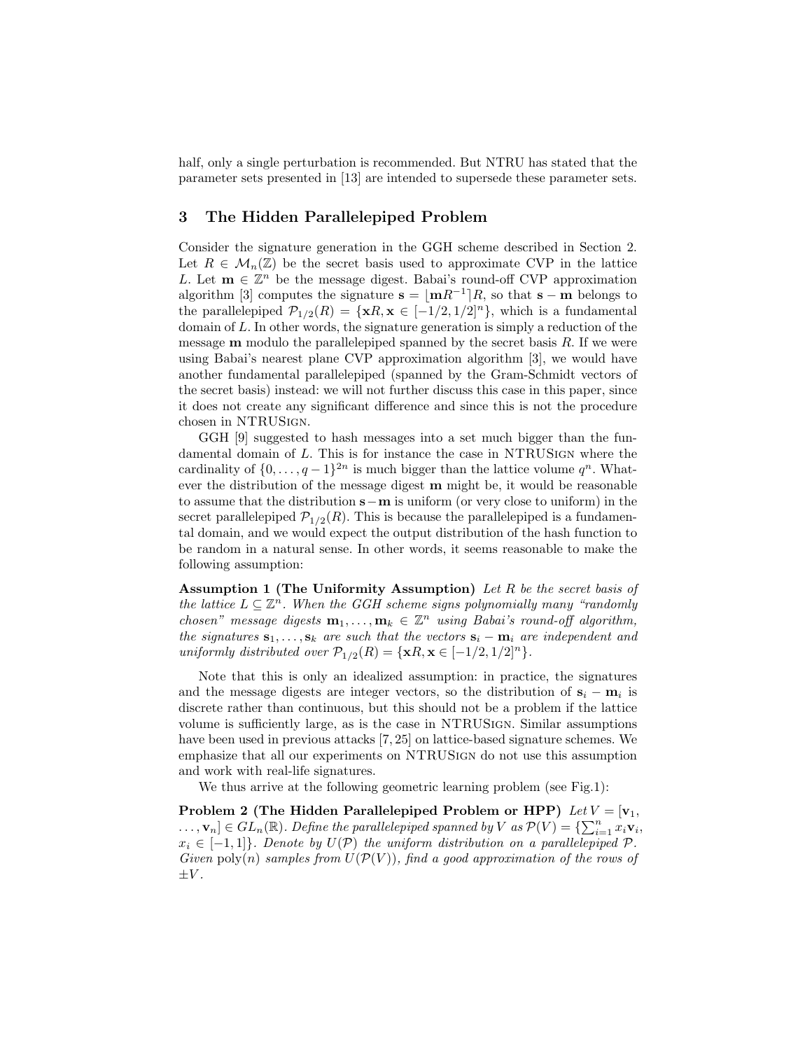half, only a single perturbation is recommended. But NTRU has stated that the parameter sets presented in [13] are intended to supersede these parameter sets.

## 3 The Hidden Parallelepiped Problem

Consider the signature generation in the GGH scheme described in Section 2. Let $R \in \mathcal{M}_n(\mathbb{Z})$ be the secret basis used to approximate CVP in the lattice $L$. Let $\mathbf{m} \in \mathbb{Z}^n$ be the message digest. Babai's round-off CVP approximation algorithm [3] computes the signature $\mathbf{s} = \lfloor \mathbf{m}R^{-1} \rceil R$, so that $\mathbf{s} - \mathbf{m}$ belongs to the parallelepiped $\mathcal{P}_{1/2}(R) = \{\mathbf{x}R, \mathbf{x} \in [-1/2, 1/2]^n\}$, which is a fundamental domain of $L$. In other words, the signature generation is simply a reduction of the message $\mathbf{m}$ modulo the parallelepiped spanned by the secret basis $R$. If we were using Babai's nearest plane CVP approximation algorithm [3], we would have another fundamental parallelepiped (spanned by the Gram-Schmidt vectors of the secret basis) instead: we will not further discuss this case in this paper, since it does not create any significant difference and since this is not the procedure chosen in NTRUSign.

GGH [9] suggested to hash messages into a set much bigger than the fundamental domain of $L$. This is for instance the case in NTRUSign where the cardinality of $\{0, \ldots, q-1\}^{2n}$ is much bigger than the lattice volume $q^n$. Whatever the distribution of the message digest $\mathbf{m}$ might be, it would be reasonable to assume that the distribution $\mathbf{s} - \mathbf{m}$ is uniform (or very close to uniform) in the secret parallelepiped $\mathcal{P}_{1/2}(R)$. This is because the parallelepiped is a fundamental domain, and we would expect the output distribution of the hash function to be random in a natural sense. In other words, it seems reasonable to make the following assumption:

**Assumption 1 (The Uniformity Assumption)** *Let $R$ be the secret basis of the lattice $L \subseteq \mathbb{Z}^n$. When the GGH scheme signs polynomially many "randomly chosen" message digests $\mathbf{m}_1, \ldots, \mathbf{m}_k \in \mathbb{Z}^n$ using Babai's round-off algorithm, the signatures $\mathbf{s}_1, \ldots, \mathbf{s}_k$ are such that the vectors $\mathbf{s}_i - \mathbf{m}_i$ are independent and uniformly distributed over $\mathcal{P}_{1/2}(R) = \{\mathbf{x}R, \mathbf{x} \in [-1/2, 1/2]^n\}$.*

Note that this is only an idealized assumption: in practice, the signatures and the message digests are integer vectors, so the distribution of $\mathbf{s}_i - \mathbf{m}_i$ is discrete rather than continuous, but this should not be a problem if the lattice volume is sufficiently large, as is the case in NTRUSign. Similar assumptions have been used in previous attacks [7, 25] on lattice-based signature schemes. We emphasize that all our experiments on NTRUSign do not use this assumption and work with real-life signatures.

We thus arrive at the following geometric learning problem (see Fig.1):

**Problem 2 (The Hidden Parallelepiped Problem or HPP)** *Let $V = [\mathbf{v}_1, \ldots, \mathbf{v}_n] \in GL_n(\mathbb{R})$. Define the parallelepiped spanned by $V$ as $\mathcal{P}(V) = \{\sum_{i=1}^n x_i \mathbf{v}_i, x_i \in [-1, 1]\}$. Denote by $U(\mathcal{P})$ the uniform distribution on a parallelepiped $\mathcal{P}$. Given $\mathrm{poly}(n)$ samples from $U(\mathcal{P}(V))$, find a good approximation of the rows of $\pm V$.*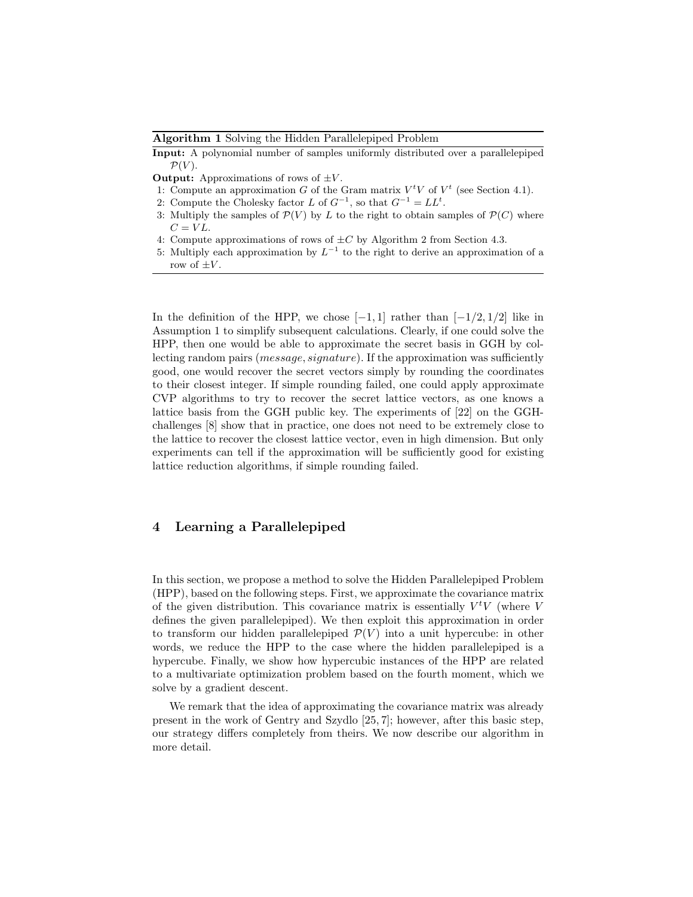**Algorithm 1** Solving the Hidden Parallelepiped Problem

**Input:** A polynomial number of samples uniformly distributed over a parallelepiped $\mathcal{P}(V)$.

**Output:** Approximations of rows of $\pm V$.

1: Compute an approximation $G$ of the Gram matrix $V^t V$ of $V^t$ (see Section 4.1).
2: Compute the Cholesky factor $L$ of $G^{-1}$, so that $G^{-1} = LL^t$.
3: Multiply the samples of $\mathcal{P}(V)$ by $L$ to the right to obtain samples of $\mathcal{P}(C)$ where $C = VL$.
4: Compute approximations of rows of $\pm C$ by Algorithm 2 from Section 4.3.
5: Multiply each approximation by $L^{-1}$ to the right to derive an approximation of a row of $\pm V$.

In the definition of the HPP, we chose $[-1, 1]$ rather than $[-1/2, 1/2]$ like in Assumption 1 to simplify subsequent calculations. Clearly, if one could solve the HPP, then one would be able to approximate the secret basis in GGH by collecting random pairs (*message*, *signature*). If the approximation was sufficiently good, one would recover the secret vectors simply by rounding the coordinates to their closest integer. If simple rounding failed, one could apply approximate CVP algorithms to try to recover the secret lattice vectors, as one knows a lattice basis from the GGH public key. The experiments of [22] on the GGH-challenges [8] show that in practice, one does not need to be extremely close to the lattice to recover the closest lattice vector, even in high dimension. But only experiments can tell if the approximation will be sufficiently good for existing lattice reduction algorithms, if simple rounding failed.

## 4 Learning a Parallelepiped

In this section, we propose a method to solve the Hidden Parallelepiped Problem (HPP), based on the following steps. First, we approximate the covariance matrix of the given distribution. This covariance matrix is essentially $V^t V$ (where $V$ defines the given parallelepiped). We then exploit this approximation in order to transform our hidden parallelepiped $\mathcal{P}(V)$ into a unit hypercube: in other words, we reduce the HPP to the case where the hidden parallelepiped is a hypercube. Finally, we show how hypercubic instances of the HPP are related to a multivariate optimization problem based on the fourth moment, which we solve by a gradient descent.

We remark that the idea of approximating the covariance matrix was already present in the work of Gentry and Szydlo [25, 7]; however, after this basic step, our strategy differs completely from theirs. We now describe our algorithm in more detail.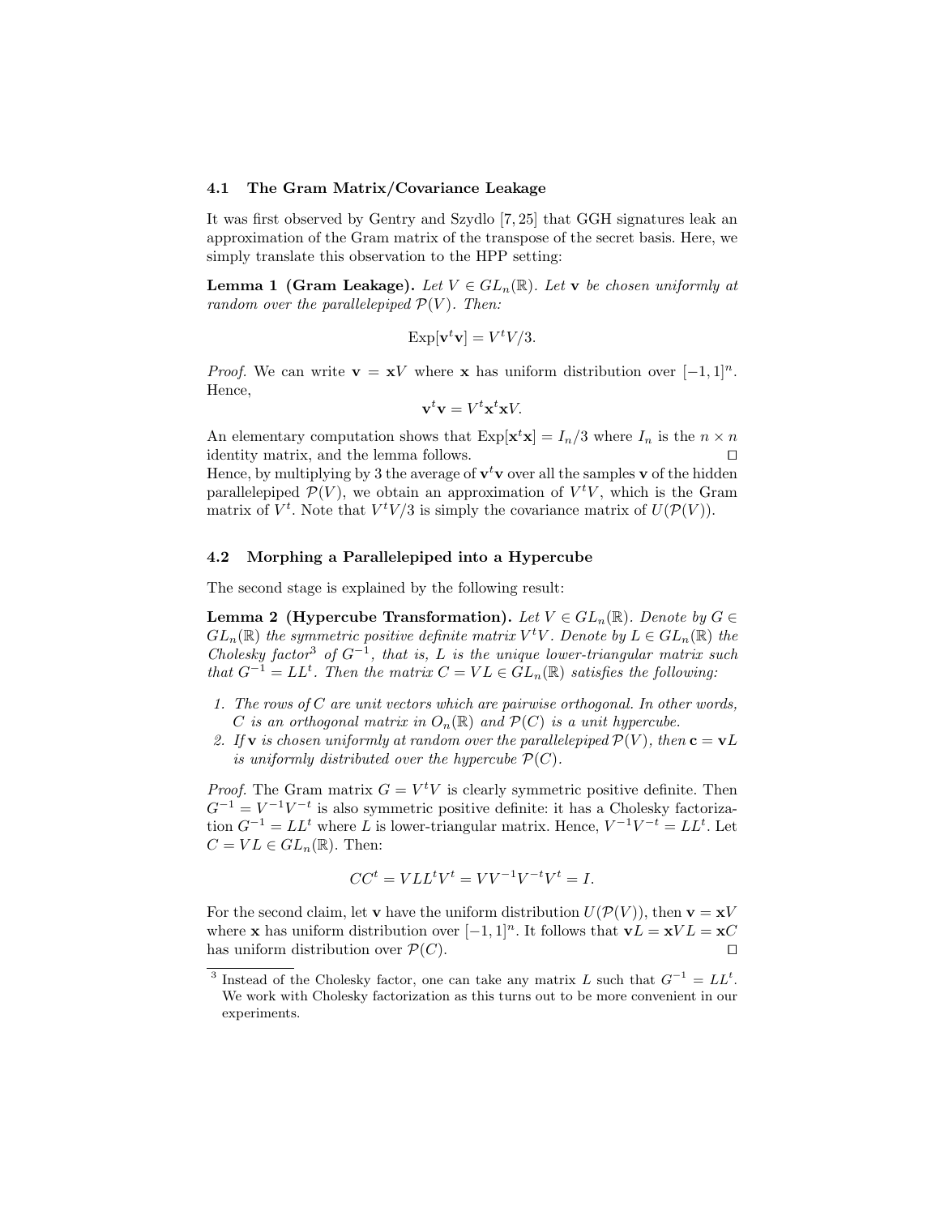### 4.1 The Gram Matrix/Covariance Leakage

It was first observed by Gentry and Szydlo [7, 25] that GGH signatures leak an approximation of the Gram matrix of the transpose of the secret basis. Here, we simply translate this observation to the HPP setting:

**Lemma 1 (Gram Leakage).** *Let $V \in GL_n(\mathbb{R})$. Let $\mathbf{v}$ be chosen uniformly at random over the parallelepiped $\mathcal{P}(V)$. Then:*

$$\mathrm{Exp}[\mathbf{v}^t\mathbf{v}] = V^tV/3.$$

*Proof.* We can write $\mathbf{v} = \mathbf{x}V$ where $\mathbf{x}$ has uniform distribution over $[-1, 1]^n$. Hence,

$$\mathbf{v}^t\mathbf{v} = V^t\mathbf{x}^t\mathbf{x}V.$$

An elementary computation shows that $\mathrm{Exp}[\mathbf{x}^t\mathbf{x}] = I_n/3$ where $I_n$ is the $n \times n$ identity matrix, and the lemma follows. ⊓⊔

Hence, by multiplying by 3 the average of $\mathbf{v}^t\mathbf{v}$ over all the samples $\mathbf{v}$ of the hidden parallelepiped $\mathcal{P}(V)$, we obtain an approximation of $V^tV$, which is the Gram matrix of $V^t$. Note that $V^tV/3$ is simply the covariance matrix of $U(\mathcal{P}(V))$.

### 4.2 Morphing a Parallelepiped into a Hypercube

The second stage is explained by the following result:

**Lemma 2 (Hypercube Transformation).** *Let $V \in GL_n(\mathbb{R})$. Denote by $G \in GL_n(\mathbb{R})$ the symmetric positive definite matrix $V^tV$. Denote by $L \in GL_n(\mathbb{R})$ the Cholesky factor[3] of $G^{-1}$, that is, $L$ is the unique lower-triangular matrix such that $G^{-1} = LL^t$. Then the matrix $C = VL \in GL_n(\mathbb{R})$ satisfies the following:*

1. *The rows of $C$ are unit vectors which are pairwise orthogonal. In other words, $C$ is an orthogonal matrix in $O_n(\mathbb{R})$ and $\mathcal{P}(C)$ is a unit hypercube.*
2. *If $\mathbf{v}$ is chosen uniformly at random over the parallelepiped $\mathcal{P}(V)$, then $\mathbf{c} = \mathbf{v}L$ is uniformly distributed over the hypercube $\mathcal{P}(C)$.*

*Proof.* The Gram matrix $G = V^tV$ is clearly symmetric positive definite. Then $G^{-1} = V^{-1}V^{-t}$ is also symmetric positive definite: it has a Cholesky factorization $G^{-1} = LL^t$ where $L$ is lower-triangular matrix. Hence, $V^{-1}V^{-t} = LL^t$. Let $C = VL \in GL_n(\mathbb{R})$. Then:

$$CC^t = VLL^tV^t = VV^{-1}V^{-t}V^t = I.$$

For the second claim, let $\mathbf{v}$ have the uniform distribution $U(\mathcal{P}(V))$, then $\mathbf{v} = \mathbf{x}V$ where $\mathbf{x}$ has uniform distribution over $[-1, 1]^n$. It follows that $\mathbf{v}L = \mathbf{x}VL = \mathbf{x}C$ has uniform distribution over $\mathcal{P}(C)$. ⊓⊔

[3] Instead of the Cholesky factor, one can take any matrix $L$ such that $G^{-1} = LL^t$. We work with Cholesky factorization as this turns out to be more convenient in our experiments.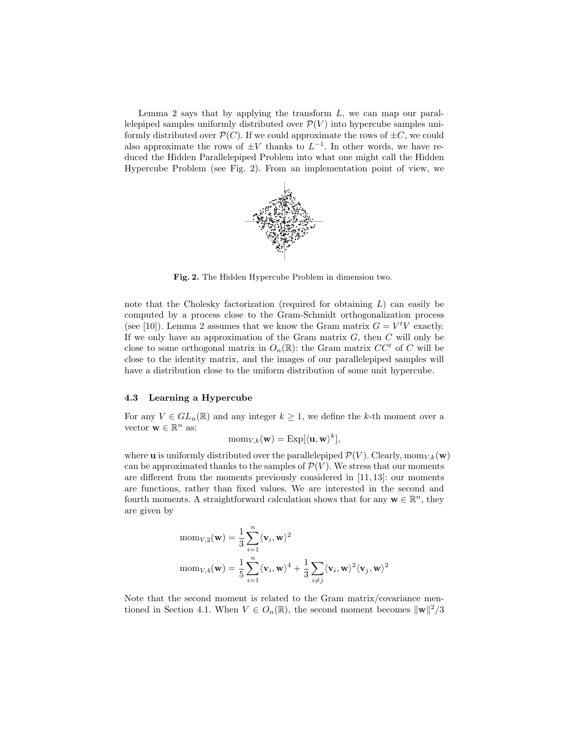Lemma 2 says that by applying the transform $L$, we can map our parallelepiped samples uniformly distributed over $\mathcal{P}(V)$ into hypercube samples uniformly distributed over $\mathcal{P}(C)$. If we could approximate the rows of $\pm C$, we could also approximate the rows of $\pm V$ thanks to $L^{-1}$. In other words, we have reduced the Hidden Parallelepiped Problem into what one might call the Hidden Hypercube Problem (see Fig. 2). From an implementation point of view, we

**Fig. 2.** The Hidden Hypercube Problem in dimension two.

note that the Cholesky factorization (required for obtaining $L$) can easily be computed by a process close to the Gram-Schmidt orthogonalization process (see [10]). Lemma 2 assumes that we know the Gram matrix $G = V^t V$ exactly. If we only have an approximation of the Gram matrix $G$, then $C$ will only be close to some orthogonal matrix in $O_n(\mathbb{R})$: the Gram matrix $CC^t$ of $C$ will be close to the identity matrix, and the images of our parallelepiped samples will have a distribution close to the uniform distribution of some unit hypercube.

### 4.3 Learning a Hypercube

For any $V \in GL_n(\mathbb{R})$ and any integer $k \geq 1$, we define the $k$-th moment over a vector $\mathbf{w} \in \mathbb{R}^n$ as:

$$\mathrm{mom}_{V,k}(\mathbf{w}) = \mathrm{Exp}[\langle \mathbf{u}, \mathbf{w} \rangle^k],$$

where $\mathbf{u}$ is uniformly distributed over the parallelepiped $\mathcal{P}(V)$. Clearly, $\mathrm{mom}_{V,k}(\mathbf{w})$ can be approximated thanks to the samples of $\mathcal{P}(V)$. We stress that our moments are different from the moments previously considered in [11, 13]: our moments are functions, rather than fixed values. We are interested in the second and fourth moments. A straightforward calculation shows that for any $\mathbf{w} \in \mathbb{R}^n$, they are given by

$$\mathrm{mom}_{V,2}(\mathbf{w}) = \frac{1}{3} \sum_{i=1}^{n} \langle \mathbf{v}_i, \mathbf{w} \rangle^2$$

$$\mathrm{mom}_{V,4}(\mathbf{w}) = \frac{1}{5} \sum_{i=1}^{n} \langle \mathbf{v}_i, \mathbf{w} \rangle^4 + \frac{1}{3} \sum_{i \neq j} \langle \mathbf{v}_i, \mathbf{w} \rangle^2 \langle \mathbf{v}_j, \mathbf{w} \rangle^2$$

Note that the second moment is related to the Gram matrix/covariance mentioned in Section 4.1. When $V \in O_n(\mathbb{R})$, the second moment becomes $\|\mathbf{w}\|^2/3$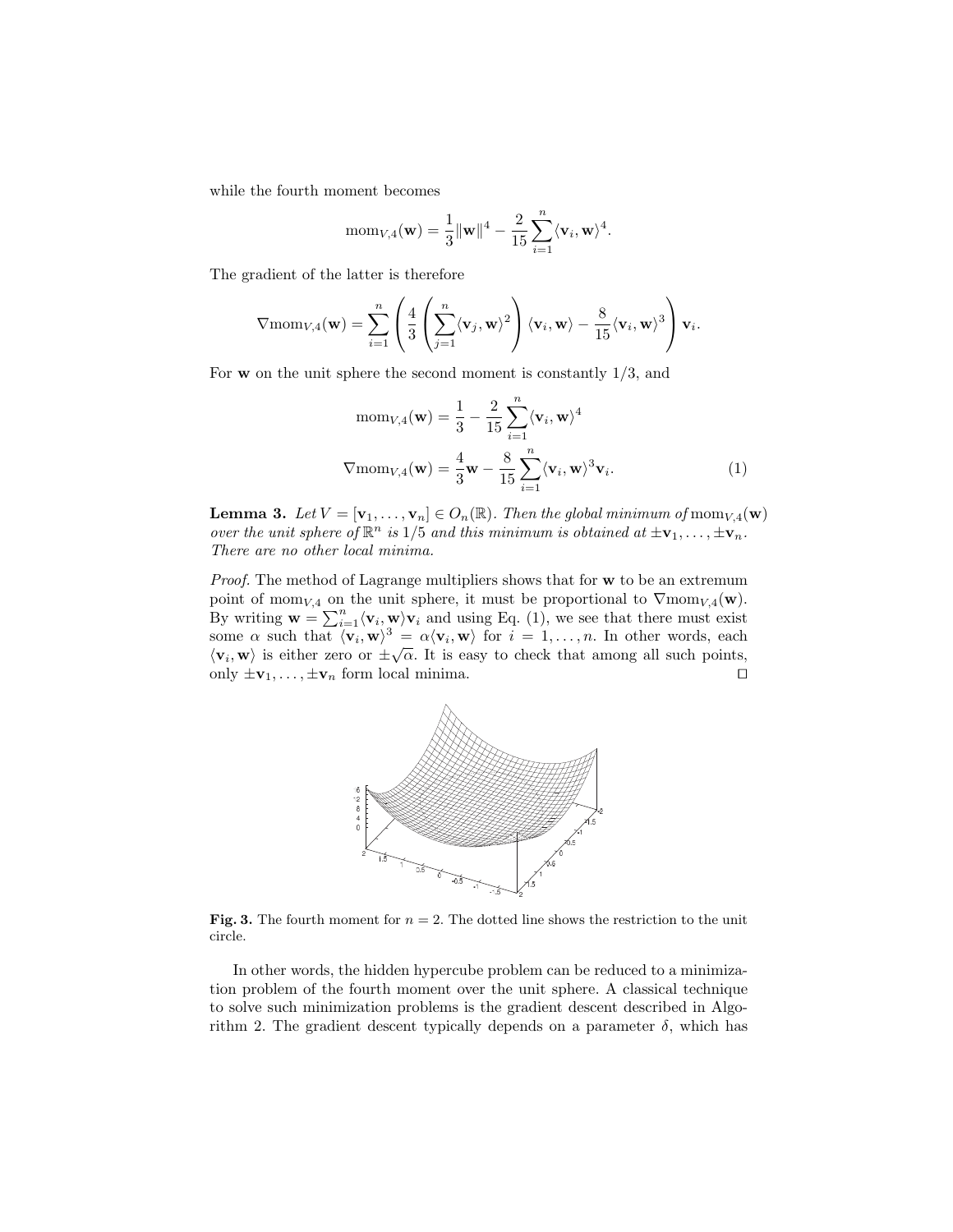while the fourth moment becomes

$$\mathrm{mom}_{V,4}(\mathbf{w}) = \frac{1}{3}\|\mathbf{w}\|^4 - \frac{2}{15}\sum_{i=1}^{n}\langle \mathbf{v}_i, \mathbf{w}\rangle^4.$$

The gradient of the latter is therefore

$$\nabla \mathrm{mom}_{V,4}(\mathbf{w}) = \sum_{i=1}^{n}\left(\frac{4}{3}\left(\sum_{j=1}^{n}\langle \mathbf{v}_j, \mathbf{w}\rangle^2\right)\langle \mathbf{v}_i, \mathbf{w}\rangle - \frac{8}{15}\langle \mathbf{v}_i, \mathbf{w}\rangle^3\right)\mathbf{v}_i.$$

For $\mathbf{w}$ on the unit sphere the second moment is constantly 1/3, and

$$\mathrm{mom}_{V,4}(\mathbf{w}) = \frac{1}{3} - \frac{2}{15}\sum_{i=1}^{n}\langle \mathbf{v}_i, \mathbf{w}\rangle^4$$

$$\nabla \mathrm{mom}_{V,4}(\mathbf{w}) = \frac{4}{3}\mathbf{w} - \frac{8}{15}\sum_{i=1}^{n}\langle \mathbf{v}_i, \mathbf{w}\rangle^3\mathbf{v}_i. \tag{1}$$

**Lemma 3.** *Let $V = [\mathbf{v}_1, \ldots, \mathbf{v}_n] \in O_n(\mathbb{R})$. Then the global minimum of $\mathrm{mom}_{V,4}(\mathbf{w})$ over the unit sphere of $\mathbb{R}^n$ is 1/5 and this minimum is obtained at $\pm\mathbf{v}_1, \ldots, \pm\mathbf{v}_n$. There are no other local minima.*

*Proof.* The method of Lagrange multipliers shows that for $\mathbf{w}$ to be an extremum point of $\mathrm{mom}_{V,4}$ on the unit sphere, it must be proportional to $\nabla \mathrm{mom}_{V,4}(\mathbf{w})$. By writing $\mathbf{w} = \sum_{i=1}^{n}\langle \mathbf{v}_i, \mathbf{w}\rangle\mathbf{v}_i$ and using Eq. (1), we see that there must exist some $\alpha$ such that $\langle \mathbf{v}_i, \mathbf{w}\rangle^3 = \alpha\langle \mathbf{v}_i, \mathbf{w}\rangle$ for $i = 1, \ldots, n$. In other words, each $\langle \mathbf{v}_i, \mathbf{w}\rangle$ is either zero or $\pm\sqrt{\alpha}$. It is easy to check that among all such points, only $\pm\mathbf{v}_1, \ldots, \pm\mathbf{v}_n$ form local minima. □

**Fig. 3.** The fourth moment for $n = 2$. The dotted line shows the restriction to the unit circle.

In other words, the hidden hypercube problem can be reduced to a minimization problem of the fourth moment over the unit sphere. A classical technique to solve such minimization problems is the gradient descent described in Algorithm 2. The gradient descent typically depends on a parameter $\delta$, which has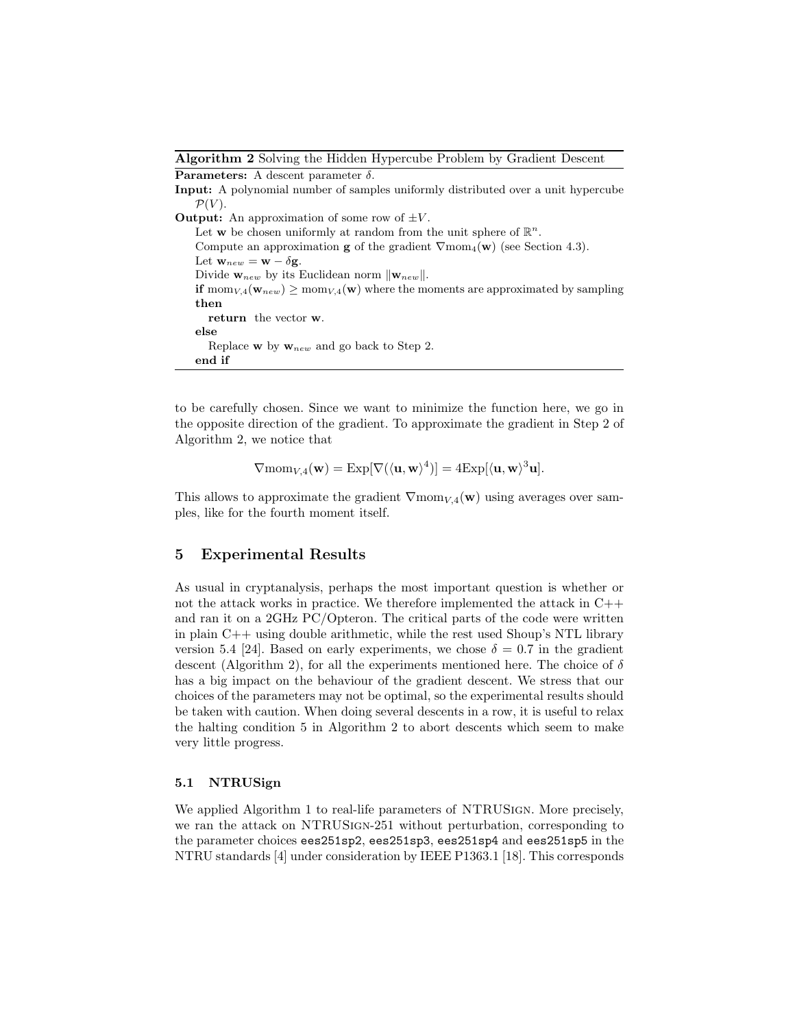**Algorithm 2** Solving the Hidden Hypercube Problem by Gradient Descent

**Parameters:** A descent parameter $\delta$.

**Input:** A polynomial number of samples uniformly distributed over a unit hypercube $\mathcal{P}(V)$.

**Output:** An approximation of some row of $\pm V$.

Let $\mathbf{w}$ be chosen uniformly at random from the unit sphere of $\mathbb{R}^n$.
Compute an approximation $\mathbf{g}$ of the gradient $\nabla \text{mom}_4(\mathbf{w})$ (see Section 4.3).
Let $\mathbf{w}_{new} = \mathbf{w} - \delta \mathbf{g}$.
Divide $\mathbf{w}_{new}$ by its Euclidean norm $\|\mathbf{w}_{new}\|$.
**if** $\text{mom}_{V,4}(\mathbf{w}_{new}) \geq \text{mom}_{V,4}(\mathbf{w})$ where the moments are approximated by sampling **then**
  **return** the vector $\mathbf{w}$.
**else**
  Replace $\mathbf{w}$ by $\mathbf{w}_{new}$ and go back to Step 2.
**end if**

to be carefully chosen. Since we want to minimize the function here, we go in the opposite direction of the gradient. To approximate the gradient in Step 2 of Algorithm 2, we notice that

$$\nabla \text{mom}_{V,4}(\mathbf{w}) = \text{Exp}[\nabla(\langle \mathbf{u}, \mathbf{w} \rangle^4)] = 4\text{Exp}[\langle \mathbf{u}, \mathbf{w} \rangle^3 \mathbf{u}].$$

This allows to approximate the gradient $\nabla \text{mom}_{V,4}(\mathbf{w})$ using averages over samples, like for the fourth moment itself.

## 5 Experimental Results

As usual in cryptanalysis, perhaps the most important question is whether or not the attack works in practice. We therefore implemented the attack in C++ and ran it on a 2GHz PC/Opteron. The critical parts of the code were written in plain C++ using double arithmetic, while the rest used Shoup's NTL library version 5.4 [24]. Based on early experiments, we chose $\delta = 0.7$ in the gradient descent (Algorithm 2), for all the experiments mentioned here. The choice of $\delta$ has a big impact on the behaviour of the gradient descent. We stress that our choices of the parameters may not be optimal, so the experimental results should be taken with caution. When doing several descents in a row, it is useful to relax the halting condition 5 in Algorithm 2 to abort descents which seem to make very little progress.

### 5.1 NTRUSign

We applied Algorithm 1 to real-life parameters of NTRUSign. More precisely, we ran the attack on NTRUSign-251 without perturbation, corresponding to the parameter choices `ees251sp2`, `ees251sp3`, `ees251sp4` and `ees251sp5` in the NTRU standards [4] under consideration by IEEE P1363.1 [18]. This corresponds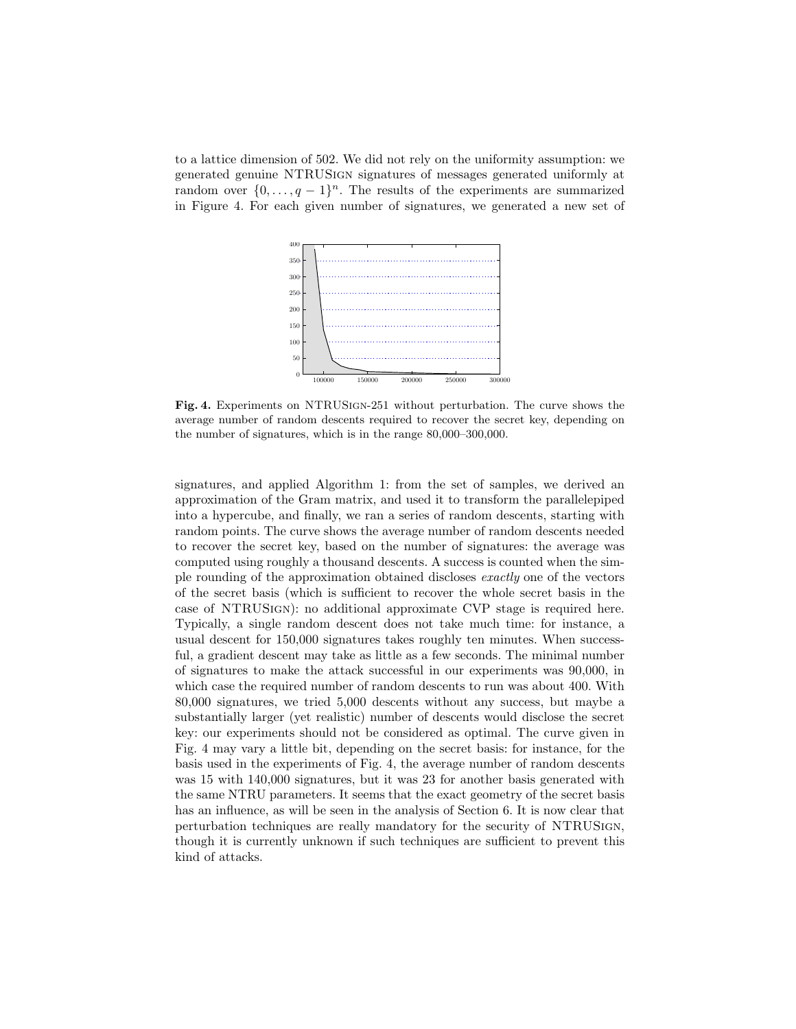to a lattice dimension of 502. We did not rely on the uniformity assumption: we generated genuine NTRUSign signatures of messages generated uniformly at random over $\{0, \ldots, q-1\}^n$. The results of the experiments are summarized in Figure 4. For each given number of signatures, we generated a new set of

**Fig. 4.** Experiments on NTRUSign-251 without perturbation. The curve shows the average number of random descents required to recover the secret key, depending on the number of signatures, which is in the range 80,000–300,000.

signatures, and applied Algorithm 1: from the set of samples, we derived an approximation of the Gram matrix, and used it to transform the parallelepiped into a hypercube, and finally, we ran a series of random descents, starting with random points. The curve shows the average number of random descents needed to recover the secret key, based on the number of signatures: the average was computed using roughly a thousand descents. A success is counted when the simple rounding of the approximation obtained discloses *exactly* one of the vectors of the secret basis (which is sufficient to recover the whole secret basis in the case of NTRUSign): no additional approximate CVP stage is required here. Typically, a single random descent does not take much time: for instance, a usual descent for 150,000 signatures takes roughly ten minutes. When successful, a gradient descent may take as little as a few seconds. The minimal number of signatures to make the attack successful in our experiments was 90,000, in which case the required number of random descents to run was about 400. With 80,000 signatures, we tried 5,000 descents without any success, but maybe a substantially larger (yet realistic) number of descents would disclose the secret key: our experiments should not be considered as optimal. The curve given in Fig. 4 may vary a little bit, depending on the secret basis: for instance, for the basis used in the experiments of Fig. 4, the average number of random descents was 15 with 140,000 signatures, but it was 23 for another basis generated with the same NTRU parameters. It seems that the exact geometry of the secret basis has an influence, as will be seen in the analysis of Section 6. It is now clear that perturbation techniques are really mandatory for the security of NTRUSign, though it is currently unknown if such techniques are sufficient to prevent this kind of attacks.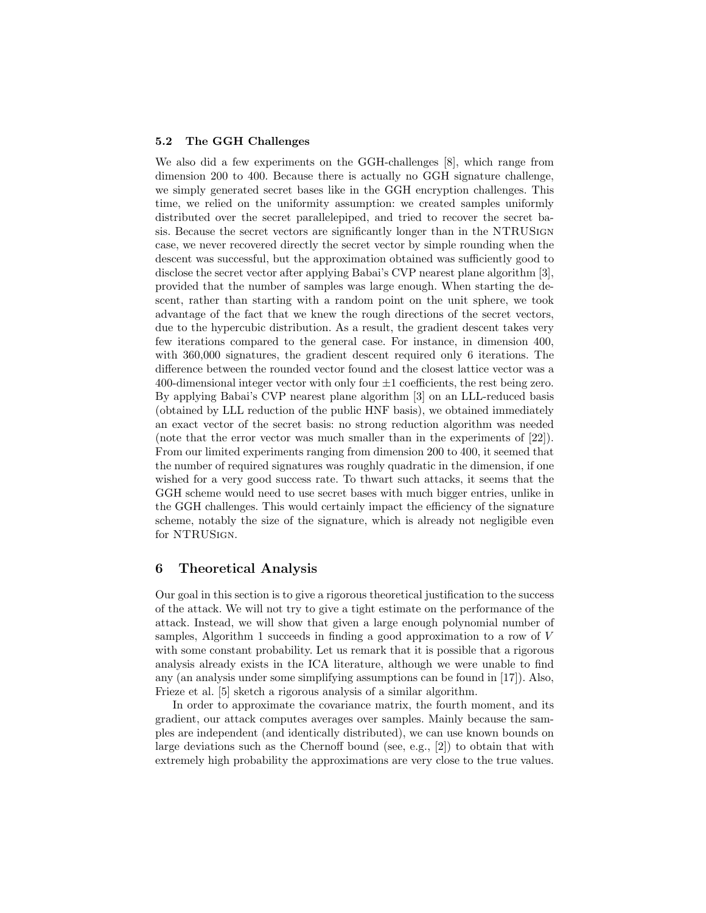### 5.2 The GGH Challenges

We also did a few experiments on the GGH-challenges [8], which range from dimension 200 to 400. Because there is actually no GGH signature challenge, we simply generated secret bases like in the GGH encryption challenges. This time, we relied on the uniformity assumption: we created samples uniformly distributed over the secret parallelepiped, and tried to recover the secret basis. Because the secret vectors are significantly longer than in the NTRUSign case, we never recovered directly the secret vector by simple rounding when the descent was successful, but the approximation obtained was sufficiently good to disclose the secret vector after applying Babai's CVP nearest plane algorithm [3], provided that the number of samples was large enough. When starting the descent, rather than starting with a random point on the unit sphere, we took advantage of the fact that we knew the rough directions of the secret vectors, due to the hypercubic distribution. As a result, the gradient descent takes very few iterations compared to the general case. For instance, in dimension 400, with 360,000 signatures, the gradient descent required only 6 iterations. The difference between the rounded vector found and the closest lattice vector was a 400-dimensional integer vector with only four $\pm 1$ coefficients, the rest being zero. By applying Babai's CVP nearest plane algorithm [3] on an LLL-reduced basis (obtained by LLL reduction of the public HNF basis), we obtained immediately an exact vector of the secret basis: no strong reduction algorithm was needed (note that the error vector was much smaller than in the experiments of [22]). From our limited experiments ranging from dimension 200 to 400, it seemed that the number of required signatures was roughly quadratic in the dimension, if one wished for a very good success rate. To thwart such attacks, it seems that the GGH scheme would need to use secret bases with much bigger entries, unlike in the GGH challenges. This would certainly impact the efficiency of the signature scheme, notably the size of the signature, which is already not negligible even for NTRUSign.

## 6 Theoretical Analysis

Our goal in this section is to give a rigorous theoretical justification to the success of the attack. We will not try to give a tight estimate on the performance of the attack. Instead, we will show that given a large enough polynomial number of samples, Algorithm 1 succeeds in finding a good approximation to a row of $V$ with some constant probability. Let us remark that it is possible that a rigorous analysis already exists in the ICA literature, although we were unable to find any (an analysis under some simplifying assumptions can be found in [17]). Also, Frieze et al. [5] sketch a rigorous analysis of a similar algorithm.

In order to approximate the covariance matrix, the fourth moment, and its gradient, our attack computes averages over samples. Mainly because the samples are independent (and identically distributed), we can use known bounds on large deviations such as the Chernoff bound (see, e.g., [2]) to obtain that with extremely high probability the approximations are very close to the true values.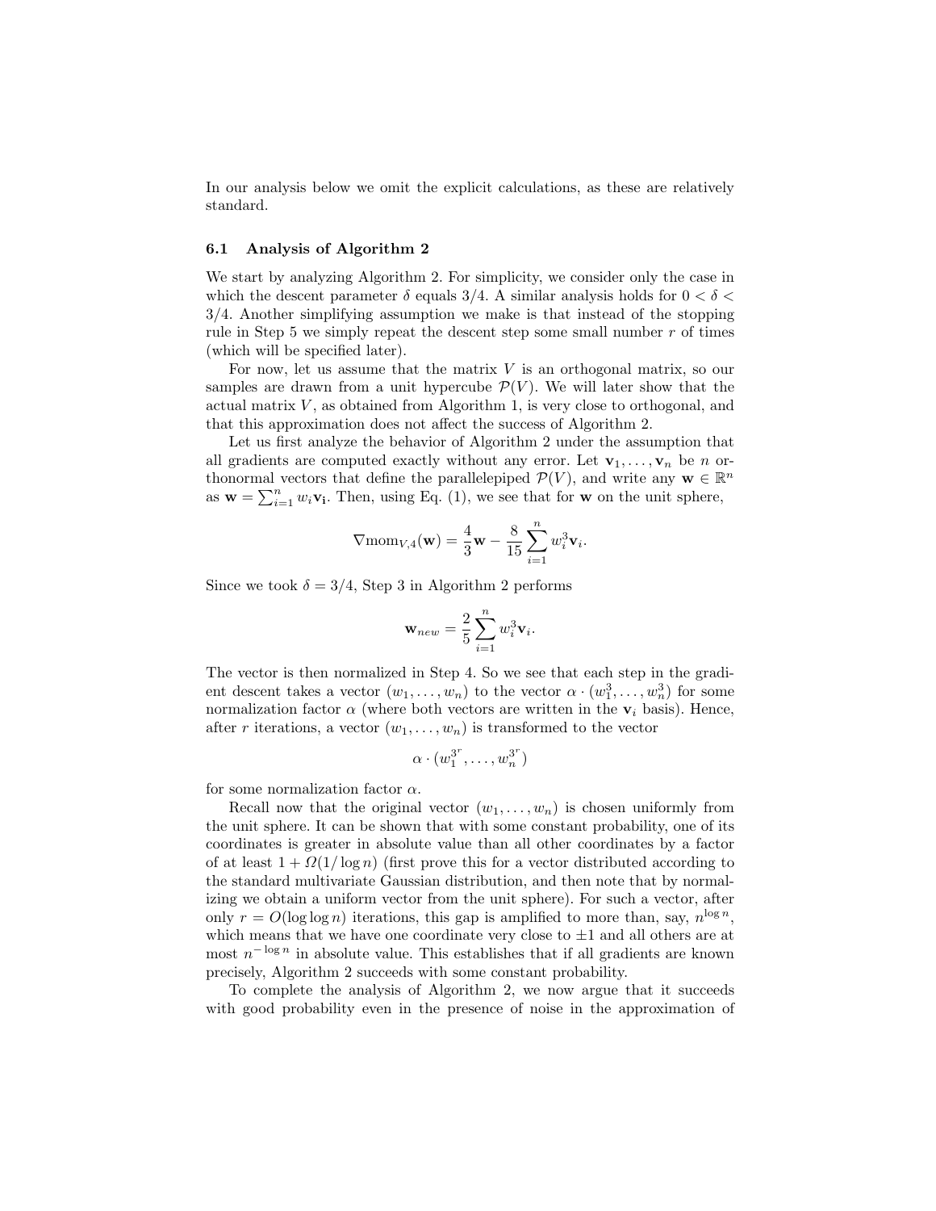In our analysis below we omit the explicit calculations, as these are relatively standard.

### 6.1 Analysis of Algorithm 2

We start by analyzing Algorithm 2. For simplicity, we consider only the case in which the descent parameter $\delta$ equals $3/4$. A similar analysis holds for $0 < \delta < 3/4$. Another simplifying assumption we make is that instead of the stopping rule in Step 5 we simply repeat the descent step some small number $r$ of times (which will be specified later).

For now, let us assume that the matrix $V$ is an orthogonal matrix, so our samples are drawn from a unit hypercube $\mathcal{P}(V)$. We will later show that the actual matrix $V$, as obtained from Algorithm 1, is very close to orthogonal, and that this approximation does not affect the success of Algorithm 2.

Let us first analyze the behavior of Algorithm 2 under the assumption that all gradients are computed exactly without any error. Let $\mathbf{v}_1, \ldots, \mathbf{v}_n$ be $n$ orthonormal vectors that define the parallelepiped $\mathcal{P}(V)$, and write any $\mathbf{w} \in \mathbb{R}^n$ as $\mathbf{w} = \sum_{i=1}^n w_i \mathbf{v_i}$. Then, using Eq. (1), we see that for $\mathbf{w}$ on the unit sphere,

$$\nabla \mathrm{mom}_{V,4}(\mathbf{w}) = \frac{4}{3}\mathbf{w} - \frac{8}{15}\sum_{i=1}^n w_i^3 \mathbf{v}_i.$$

Since we took $\delta = 3/4$, Step 3 in Algorithm 2 performs

$$\mathbf{w}_{new} = \frac{2}{5}\sum_{i=1}^n w_i^3 \mathbf{v}_i.$$

The vector is then normalized in Step 4. So we see that each step in the gradient descent takes a vector $(w_1, \ldots, w_n)$ to the vector $\alpha \cdot (w_1^3, \ldots, w_n^3)$ for some normalization factor $\alpha$ (where both vectors are written in the $\mathbf{v}_i$ basis). Hence, after $r$ iterations, a vector $(w_1, \ldots, w_n)$ is transformed to the vector

$$\alpha \cdot (w_1^{3^r}, \ldots, w_n^{3^r})$$

for some normalization factor $\alpha$.

Recall now that the original vector $(w_1, \ldots, w_n)$ is chosen uniformly from the unit sphere. It can be shown that with some constant probability, one of its coordinates is greater in absolute value than all other coordinates by a factor of at least $1 + \Omega(1/\log n)$ (first prove this for a vector distributed according to the standard multivariate Gaussian distribution, and then note that by normalizing we obtain a uniform vector from the unit sphere). For such a vector, after only $r = O(\log \log n)$ iterations, this gap is amplified to more than, say, $n^{\log n}$, which means that we have one coordinate very close to $\pm 1$ and all others are at most $n^{-\log n}$ in absolute value. This establishes that if all gradients are known precisely, Algorithm 2 succeeds with some constant probability.

To complete the analysis of Algorithm 2, we now argue that it succeeds with good probability even in the presence of noise in the approximation of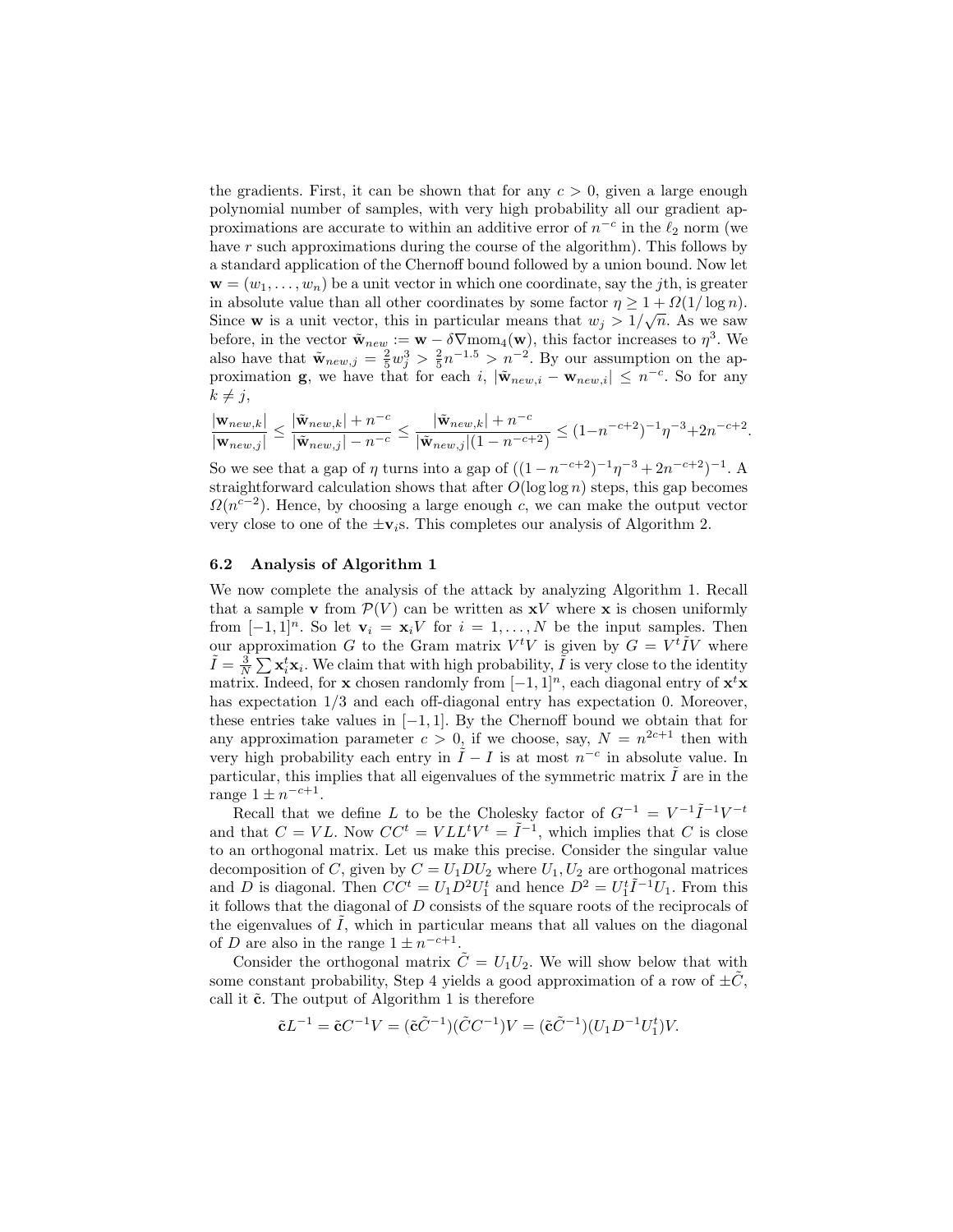the gradients. First, it can be shown that for any $c > 0$, given a large enough polynomial number of samples, with very high probability all our gradient approximations are accurate to within an additive error of $n^{-c}$ in the $\ell_2$ norm (we have $r$ such approximations during the course of the algorithm). This follows by a standard application of the Chernoff bound followed by a union bound. Now let $\mathbf{w} = (w_1, \ldots, w_n)$ be a unit vector in which one coordinate, say the $j$th, is greater in absolute value than all other coordinates by some factor $\eta \geq 1 + \Omega(1/\log n)$. Since $\mathbf{w}$ is a unit vector, this in particular means that $w_j > 1/\sqrt{n}$. As we saw before, in the vector $\tilde{\mathbf{w}}_{new} := \mathbf{w} - \delta \nabla \mathrm{mom}_4(\mathbf{w})$, this factor increases to $\eta^3$. We also have that $\tilde{\mathbf{w}}_{new,j} = \frac{2}{5} w_j^3 > \frac{2}{5} n^{-1.5} > n^{-2}$. By our assumption on the approximation $\mathbf{g}$, we have that for each $i$, $|\tilde{\mathbf{w}}_{new,i} - \mathbf{w}_{new,i}| \leq n^{-c}$. So for any $k \neq j$,

$$\frac{|\mathbf{w}_{new,k}|}{|\mathbf{w}_{new,j}|} \leq \frac{|\tilde{\mathbf{w}}_{new,k}| + n^{-c}}{|\tilde{\mathbf{w}}_{new,j}| - n^{-c}} \leq \frac{|\tilde{\mathbf{w}}_{new,k}| + n^{-c}}{|\tilde{\mathbf{w}}_{new,j}|(1 - n^{-c+2})} \leq (1 - n^{-c+2})^{-1} \eta^{-3} + 2n^{-c+2}.$$

So we see that a gap of $\eta$ turns into a gap of $((1 - n^{-c+2})^{-1} \eta^{-3} + 2n^{-c+2})^{-1}$. A straightforward calculation shows that after $O(\log \log n)$ steps, this gap becomes $\Omega(n^{c-2})$. Hence, by choosing a large enough $c$, we can make the output vector very close to one of the $\pm \mathbf{v}_i$s. This completes our analysis of Algorithm 2.

### 6.2 Analysis of Algorithm 1

We now complete the analysis of the attack by analyzing Algorithm 1. Recall that a sample $\mathbf{v}$ from $\mathcal{P}(V)$ can be written as $\mathbf{x}V$ where $\mathbf{x}$ is chosen uniformly from $[-1, 1]^n$. So let $\mathbf{v}_i = \mathbf{x}_i V$ for $i = 1, \ldots, N$ be the input samples. Then our approximation $G$ to the Gram matrix $V^t V$ is given by $G = V^t \tilde{I} V$ where $\tilde{I} = \frac{3}{N} \sum \mathbf{x}_i^t \mathbf{x}_i$. We claim that with high probability, $\tilde{I}$ is very close to the identity matrix. Indeed, for $\mathbf{x}$ chosen randomly from $[-1, 1]^n$, each diagonal entry of $\mathbf{x}^t \mathbf{x}$ has expectation $1/3$ and each off-diagonal entry has expectation $0$. Moreover, these entries take values in $[-1, 1]$. By the Chernoff bound we obtain that for any approximation parameter $c > 0$, if we choose, say, $N = n^{2c+1}$ then with very high probability each entry in $\tilde{I} - I$ is at most $n^{-c}$ in absolute value. In particular, this implies that all eigenvalues of the symmetric matrix $\tilde{I}$ are in the range $1 \pm n^{-c+1}$.

Recall that we define $L$ to be the Cholesky factor of $G^{-1} = V^{-1} \tilde{I}^{-1} V^{-t}$ and that $C = VL$. Now $CC^t = VLL^t V^t = \tilde{I}^{-1}$, which implies that $C$ is close to an orthogonal matrix. Let us make this precise. Consider the singular value decomposition of $C$, given by $C = U_1 D U_2$ where $U_1, U_2$ are orthogonal matrices and $D$ is diagonal. Then $CC^t = U_1 D^2 U_1^t$ and hence $D^2 = U_1^t \tilde{I}^{-1} U_1$. From this it follows that the diagonal of $D$ consists of the square roots of the reciprocals of the eigenvalues of $\tilde{I}$, which in particular means that all values on the diagonal of $D$ are also in the range $1 \pm n^{-c+1}$.

Consider the orthogonal matrix $\tilde{C} = U_1 U_2$. We will show below that with some constant probability, Step 4 yields a good approximation of a row of $\pm \tilde{C}$, call it $\tilde{\mathbf{c}}$. The output of Algorithm 1 is therefore

$$\tilde{\mathbf{c}} L^{-1} = \tilde{\mathbf{c}} C^{-1} V = (\tilde{\mathbf{c}} \tilde{C}^{-1})(\tilde{C} C^{-1}) V = (\tilde{\mathbf{c}} \tilde{C}^{-1})(U_1 D^{-1} U_1^t) V.$$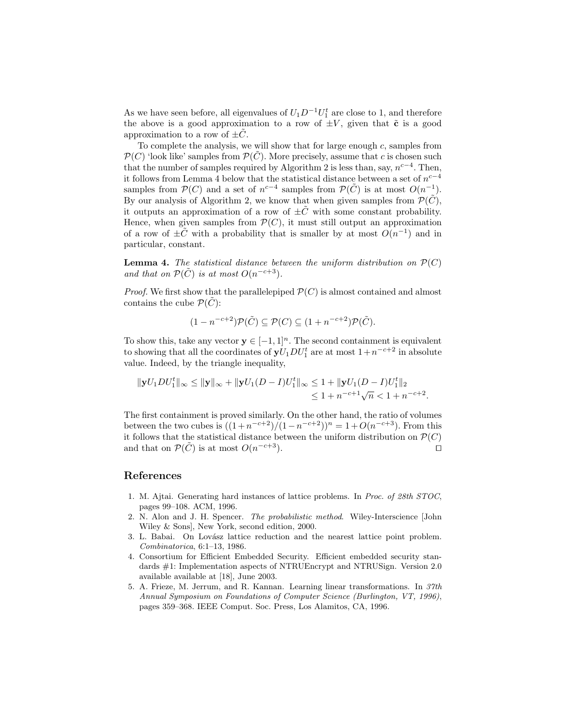As we have seen before, all eigenvalues of $U_1 D^{-1} U_1^t$ are close to 1, and therefore the above is a good approximation to a row of $\pm V$, given that $\tilde{\mathbf{c}}$ is a good approximation to a row of $\pm\tilde{C}$.

To complete the analysis, we will show that for large enough $c$, samples from $\mathcal{P}(C)$ 'look like' samples from $\mathcal{P}(\tilde{C})$. More precisely, assume that $c$ is chosen such that the number of samples required by Algorithm 2 is less than, say, $n^{c-4}$. Then, it follows from Lemma 4 below that the statistical distance between a set of $n^{c-4}$ samples from $\mathcal{P}(C)$ and a set of $n^{c-4}$ samples from $\mathcal{P}(\tilde{C})$ is at most $O(n^{-1})$. By our analysis of Algorithm 2, we know that when given samples from $\mathcal{P}(\tilde{C})$, it outputs an approximation of a row of $\pm\tilde{C}$ with some constant probability. Hence, when given samples from $\mathcal{P}(C)$, it must still output an approximation of a row of $\pm\tilde{C}$ with a probability that is smaller by at most $O(n^{-1})$ and in particular, constant.

**Lemma 4.** *The statistical distance between the uniform distribution on $\mathcal{P}(C)$ and that on $\mathcal{P}(\tilde{C})$ is at most $O(n^{-c+3})$.*

*Proof.* We first show that the parallelepiped $\mathcal{P}(C)$ is almost contained and almost contains the cube $\mathcal{P}(\tilde{C})$:

$$(1 - n^{-c+2})\mathcal{P}(\tilde{C}) \subseteq \mathcal{P}(C) \subseteq (1 + n^{-c+2})\mathcal{P}(\tilde{C}).$$

To show this, take any vector $\mathbf{y} \in [-1,1]^n$. The second containment is equivalent to showing that all the coordinates of $\mathbf{y}U_1 D U_1^t$ are at most $1 + n^{-c+2}$ in absolute value. Indeed, by the triangle inequality,

$$\begin{aligned}\|\mathbf{y}U_1 D U_1^t\|_\infty \le \|\mathbf{y}\|_\infty + \|\mathbf{y}U_1(D-I)U_1^t\|_\infty &\le 1 + \|\mathbf{y}U_1(D-I)U_1^t\|_2 \\ &\le 1 + n^{-c+1}\sqrt{n} < 1 + n^{-c+2}.\end{aligned}$$

The first containment is proved similarly. On the other hand, the ratio of volumes between the two cubes is $((1+n^{-c+2})/(1-n^{-c+2}))^n = 1 + O(n^{-c+3})$. From this it follows that the statistical distance between the uniform distribution on $\mathcal{P}(C)$ and that on $\mathcal{P}(\tilde{C})$ is at most $O(n^{-c+3})$. ◻

## References

1. M. Ajtai. Generating hard instances of lattice problems. In *Proc. of 28th STOC*, pages 99–108. ACM, 1996.
2. N. Alon and J. H. Spencer. *The probabilistic method*. Wiley-Interscience [John Wiley & Sons], New York, second edition, 2000.
3. L. Babai. On Lovász lattice reduction and the nearest lattice point problem. *Combinatorica*, 6:1–13, 1986.
4. Consortium for Efficient Embedded Security. Efficient embedded security standards #1: Implementation aspects of NTRUEncrypt and NTRUSign. Version 2.0 available available at [18], June 2003.
5. A. Frieze, M. Jerrum, and R. Kannan. Learning linear transformations. In *37th Annual Symposium on Foundations of Computer Science (Burlington, VT, 1996)*, pages 359–368. IEEE Comput. Soc. Press, Los Alamitos, CA, 1996.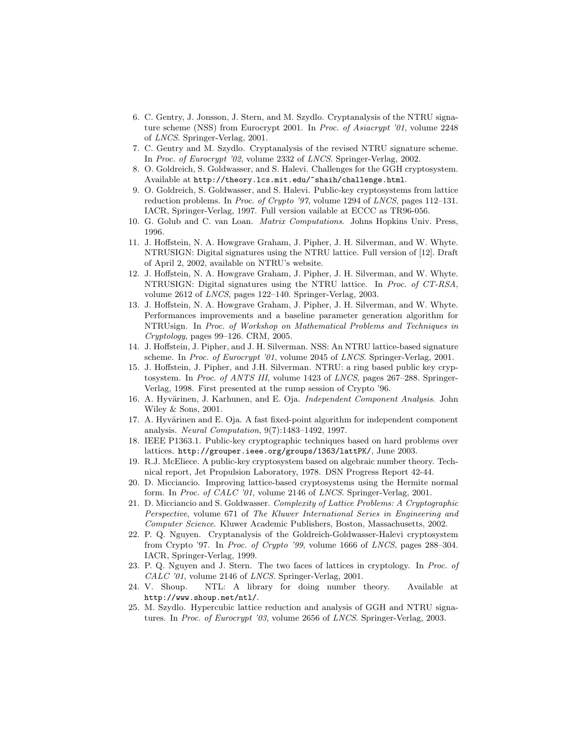6. C. Gentry, J. Jonsson, J. Stern, and M. Szydlo. Cryptanalysis of the NTRU signature scheme (NSS) from Eurocrypt 2001. In *Proc. of Asiacrypt '01*, volume 2248 of *LNCS*. Springer-Verlag, 2001.
7. C. Gentry and M. Szydlo. Cryptanalysis of the revised NTRU signature scheme. In *Proc. of Eurocrypt '02*, volume 2332 of *LNCS*. Springer-Verlag, 2002.
8. O. Goldreich, S. Goldwasser, and S. Halevi. Challenges for the GGH cryptosystem. Available at `http://theory.lcs.mit.edu/~shaih/challenge.html`.
9. O. Goldreich, S. Goldwasser, and S. Halevi. Public-key cryptosystems from lattice reduction problems. In *Proc. of Crypto '97*, volume 1294 of *LNCS*, pages 112–131. IACR, Springer-Verlag, 1997. Full version vailable at ECCC as TR96-056.
10. G. Golub and C. van Loan. *Matrix Computations*. Johns Hopkins Univ. Press, 1996.
11. J. Hoffstein, N. A. Howgrave Graham, J. Pipher, J. H. Silverman, and W. Whyte. NTRUSIGN: Digital signatures using the NTRU lattice. Full version of [12]. Draft of April 2, 2002, available on NTRU's website.
12. J. Hoffstein, N. A. Howgrave Graham, J. Pipher, J. H. Silverman, and W. Whyte. NTRUSIGN: Digital signatures using the NTRU lattice. In *Proc. of CT-RSA*, volume 2612 of *LNCS*, pages 122–140. Springer-Verlag, 2003.
13. J. Hoffstein, N. A. Howgrave Graham, J. Pipher, J. H. Silverman, and W. Whyte. Performances improvements and a baseline parameter generation algorithm for NTRUsign. In *Proc. of Workshop on Mathematical Problems and Techniques in Cryptology*, pages 99–126. CRM, 2005.
14. J. Hoffstein, J. Pipher, and J. H. Silverman. NSS: An NTRU lattice-based signature scheme. In *Proc. of Eurocrypt '01*, volume 2045 of *LNCS*. Springer-Verlag, 2001.
15. J. Hoffstein, J. Pipher, and J.H. Silverman. NTRU: a ring based public key cryptosystem. In *Proc. of ANTS III*, volume 1423 of *LNCS*, pages 267–288. Springer-Verlag, 1998. First presented at the rump session of Crypto '96.
16. A. Hyvärinen, J. Karhunen, and E. Oja. *Independent Component Analysis*. John Wiley & Sons, 2001.
17. A. Hyvärinen and E. Oja. A fast fixed-point algorithm for independent component analysis. *Neural Computation*, 9(7):1483–1492, 1997.
18. IEEE P1363.1. Public-key cryptographic techniques based on hard problems over lattices. `http://grouper.ieee.org/groups/1363/lattPK/`, June 2003.
19. R.J. McEliece. A public-key cryptosystem based on algebraic number theory. Technical report, Jet Propulsion Laboratory, 1978. DSN Progress Report 42-44.
20. D. Micciancio. Improving lattice-based cryptosystems using the Hermite normal form. In *Proc. of CALC '01*, volume 2146 of *LNCS*. Springer-Verlag, 2001.
21. D. Micciancio and S. Goldwasser. *Complexity of Lattice Problems: A Cryptographic Perspective*, volume 671 of *The Kluwer International Series in Engineering and Computer Science*. Kluwer Academic Publishers, Boston, Massachusetts, 2002.
22. P. Q. Nguyen. Cryptanalysis of the Goldreich-Goldwasser-Halevi cryptosystem from Crypto '97. In *Proc. of Crypto '99*, volume 1666 of *LNCS*, pages 288–304. IACR, Springer-Verlag, 1999.
23. P. Q. Nguyen and J. Stern. The two faces of lattices in cryptology. In *Proc. of CALC '01*, volume 2146 of *LNCS*. Springer-Verlag, 2001.
24. V. Shoup. NTL: A library for doing number theory. Available at `http://www.shoup.net/ntl/`.
25. M. Szydlo. Hypercubic lattice reduction and analysis of GGH and NTRU signatures. In *Proc. of Eurocrypt '03*, volume 2656 of *LNCS*. Springer-Verlag, 2003.